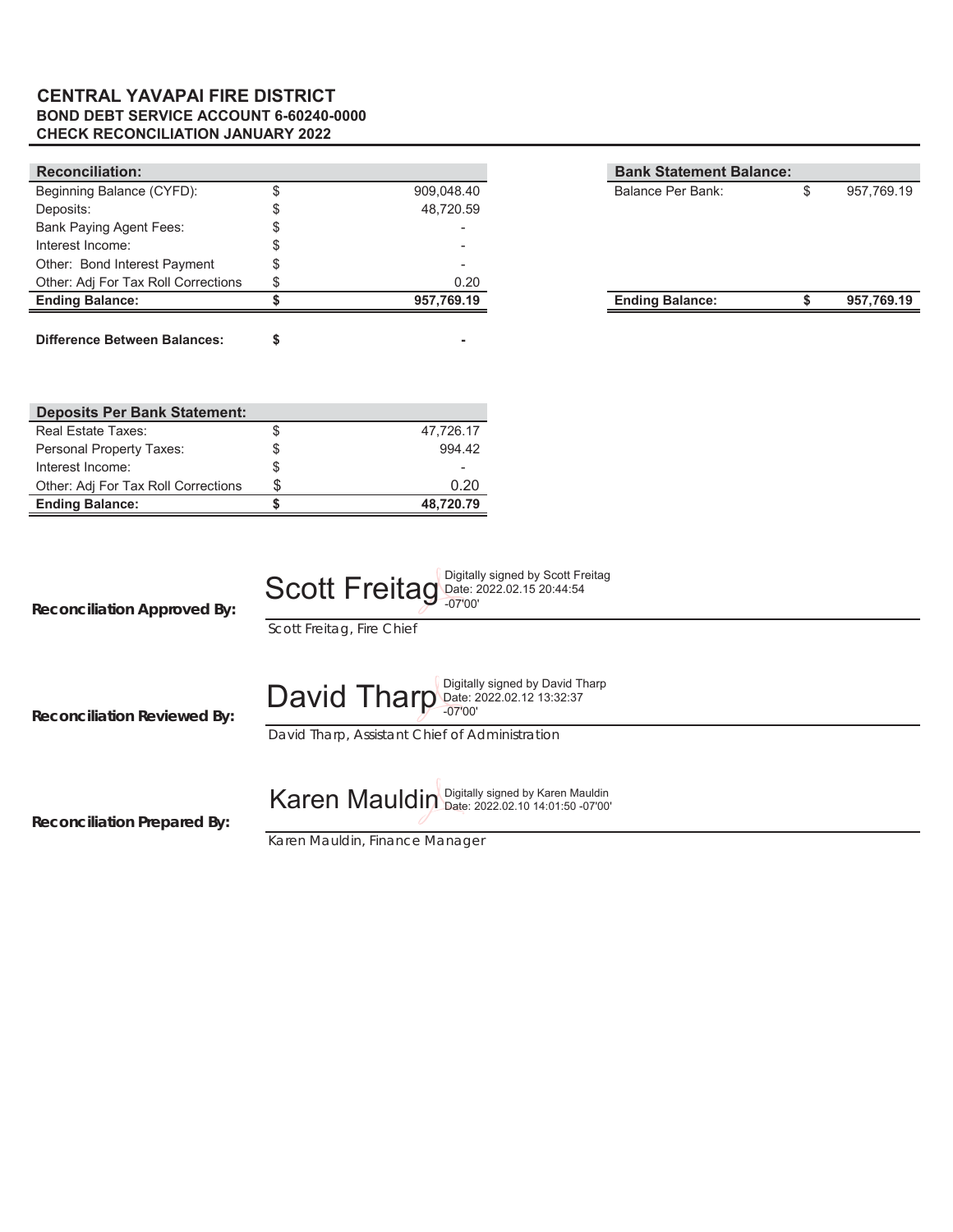# CENTRAL YAVAPAI FIRE DISTRICT
## BOND DEBT SERVICE ACCOUNT 6-60240-0000
## CHECK RECONCILIATION JANUARY 2022

| Reconciliation: | | |
|---|---|---|
| Beginning Balance (CYFD): | $ | 909,048.40 |
| Deposits: | $ | 48,720.59 |
| Bank Paying Agent Fees: | $ | - |
| Interest Income: | $ | - |
| Other: Bond Interest Payment | $ | - |
| Other: Adj For Tax Roll Corrections | $ | 0.20 |
| **Ending Balance:** | **$** | **957,769.19** |
| | | |
| **Difference Between Balances:** | **$** | **-** |

| Bank Statement Balance: | | |
|---|---|---|
| Balance Per Bank: | $ | 957,769.19 |
| **Ending Balance:** | **$** | **957,769.19** |

| Deposits Per Bank Statement: | | |
|---|---|---|
| Real Estate Taxes: | $ | 47,726.17 |
| Personal Property Taxes: | $ | 994.42 |
| Interest Income: | $ | - |
| Other: Adj For Tax Roll Corrections | $ | 0.20 |
| **Ending Balance:** | **$** | **48,720.79** |

**Reconciliation Approved By:** Scott Freitag (Digitally signed by Scott Freitag Date: 2022.02.15 20:44:54 -07'00')

Scott Freitag, Fire Chief

**Reconciliation Reviewed By:** David Tharp (Digitally signed by David Tharp Date: 2022.02.12 13:32:37 -07'00')

David Tharp, Assistant Chief of Administration

**Reconciliation Prepared By:** Karen Mauldin (Digitally signed by Karen Mauldin Date: 2022.02.10 14:01:50 -07'00')

Karen Mauldin, Finance Manager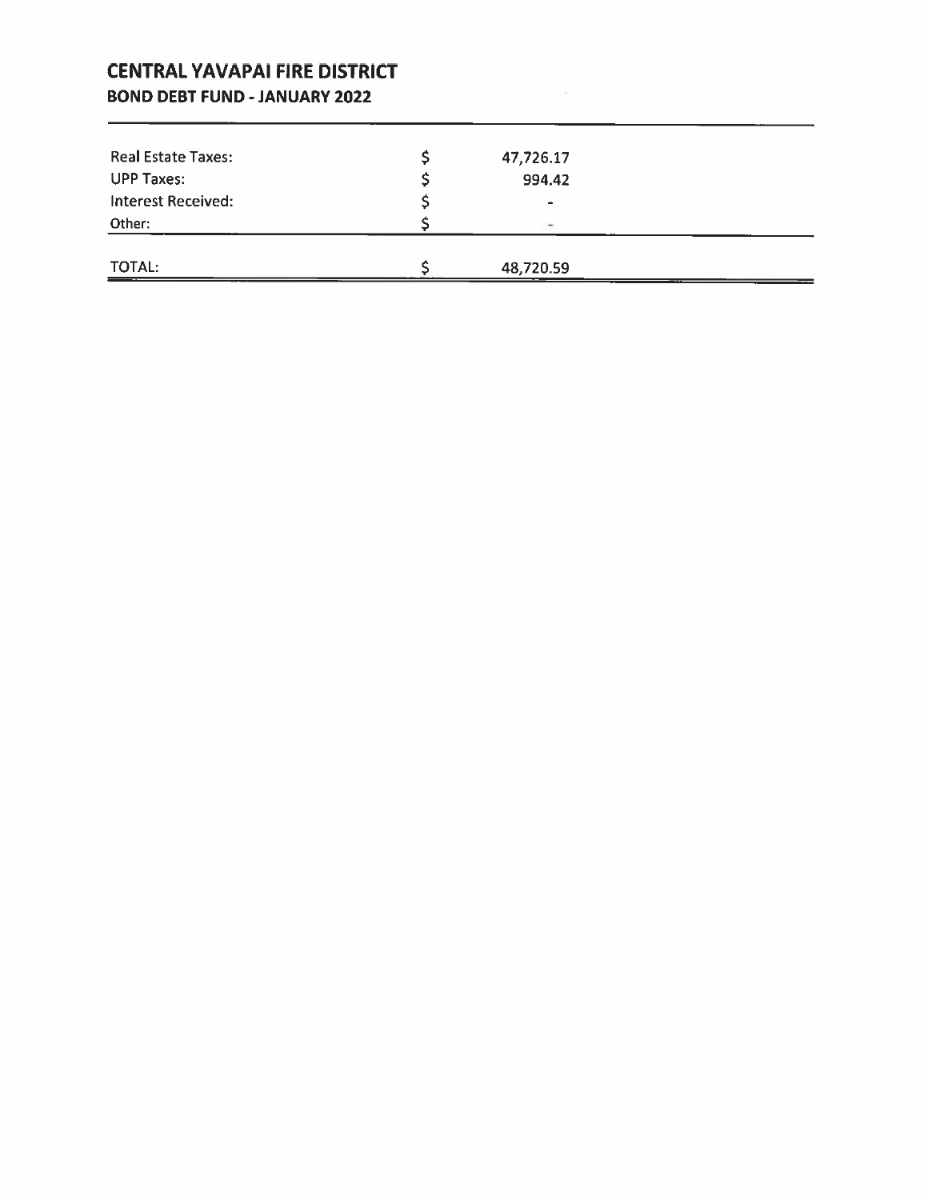# CENTRAL YAVAPAI FIRE DISTRICT

## BOND DEBT FUND - JANUARY 2022

| | | |
|---|---|---|
| Real Estate Taxes: | $ | 47,726.17 |
| UPP Taxes: | $ | 994.42 |
| Interest Received: | $ | - |
| Other: | $ | - |
| TOTAL: | $ | 48,720.59 |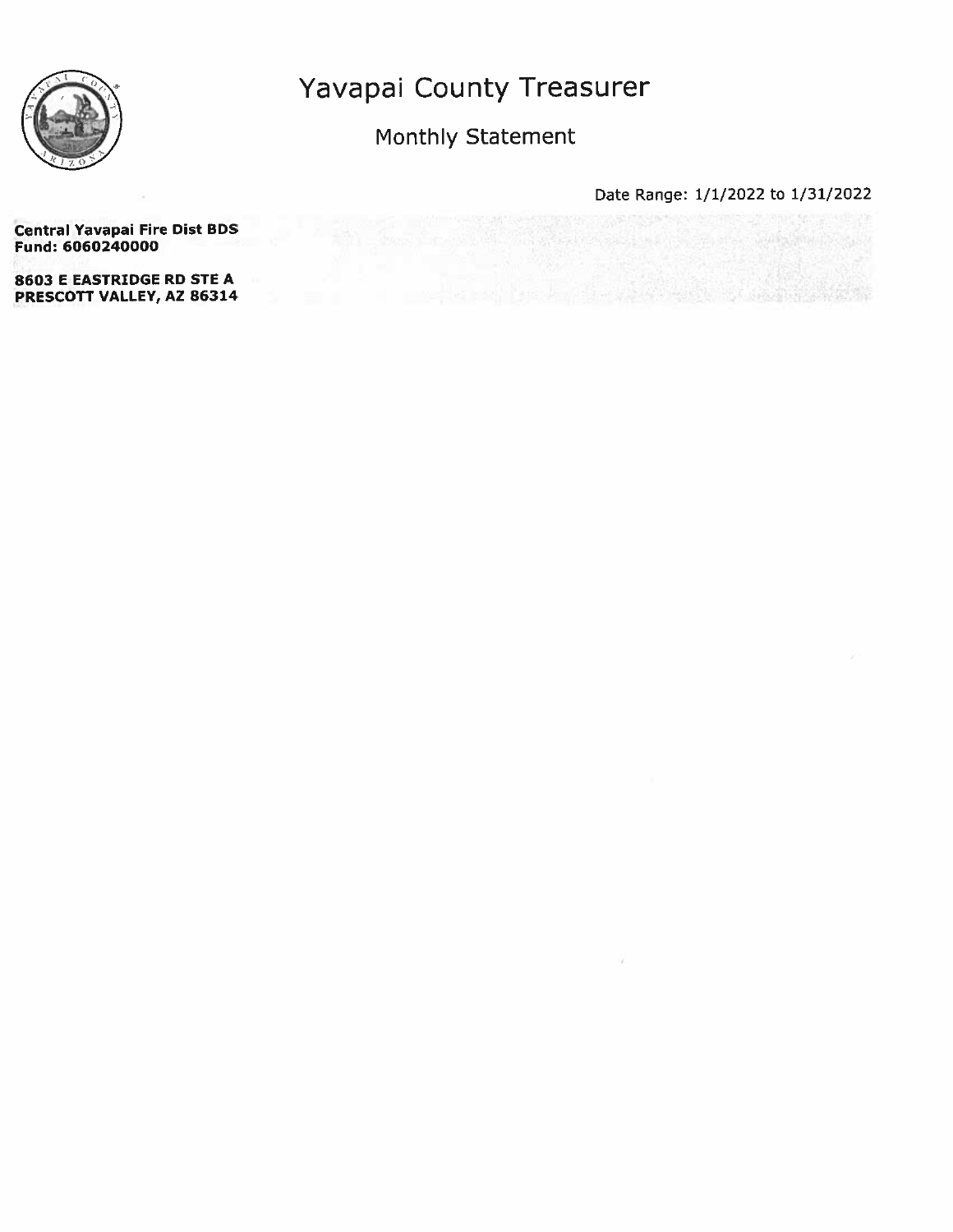# Yavapai County Treasurer

## Monthly Statement

Date Range: 1/1/2022 to 1/31/2022

**Central Yavapai Fire Dist BDS**
**Fund: 6060240000**

**8603 E EASTRIDGE RD STE A**
**PRESCOTT VALLEY, AZ 86314**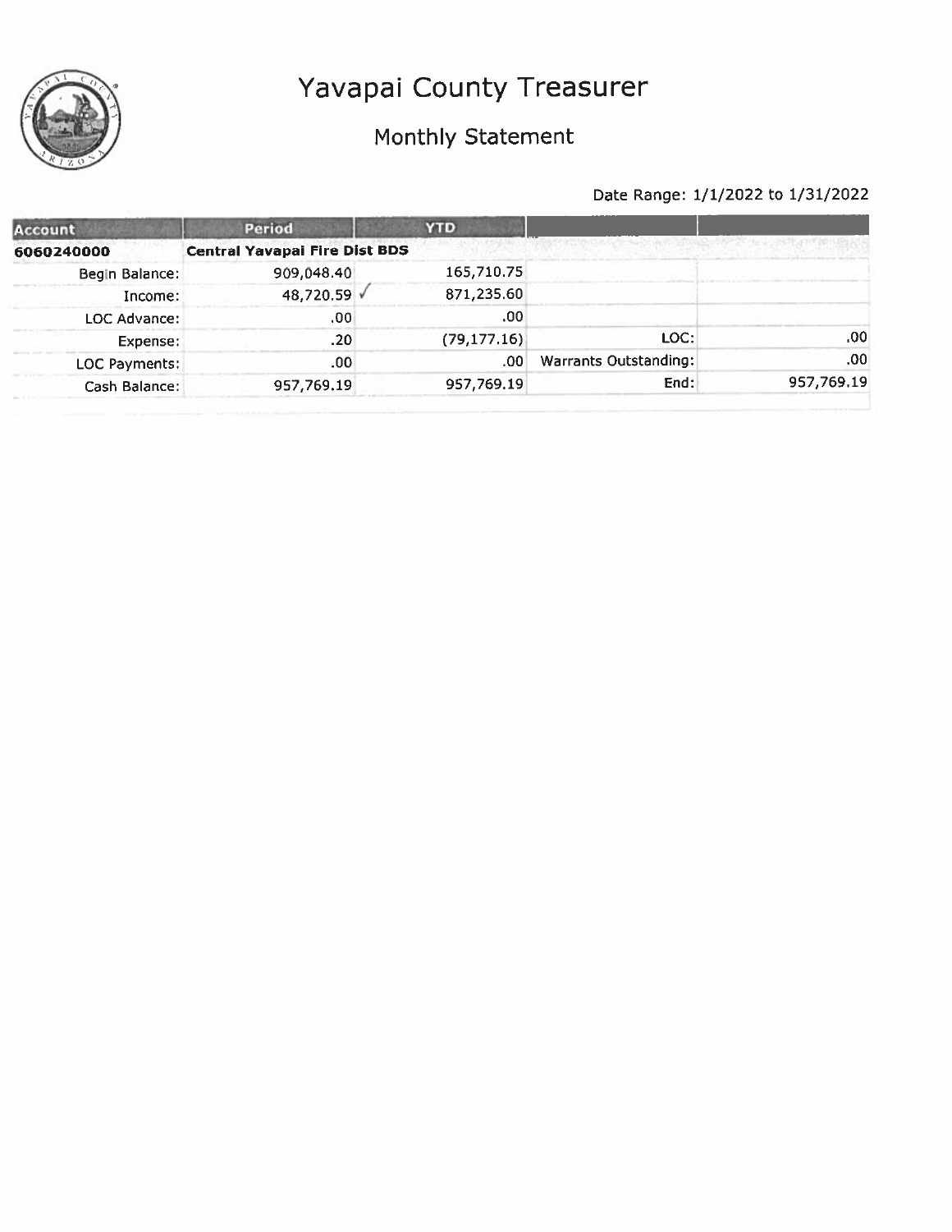# Yavapai County Treasurer

## Monthly Statement

Date Range: 1/1/2022 to 1/31/2022

| Account | Period | YTD | | |
|---|---|---|---|---|
| **6060240000** | **Central Yavapai Fire Dist BDS** | | | |
| Begin Balance: | 909,048.40 | 165,710.75 | | |
| Income: | 48,720.59 ✓ | 871,235.60 | | |
| LOC Advance: | .00 | .00 | | |
| Expense: | .20 | (79,177.16) | LOC: | .00 |
| LOC Payments: | .00 | .00 | Warrants Outstanding: | .00 |
| Cash Balance: | 957,769.19 | 957,769.19 | End: | 957,769.19 |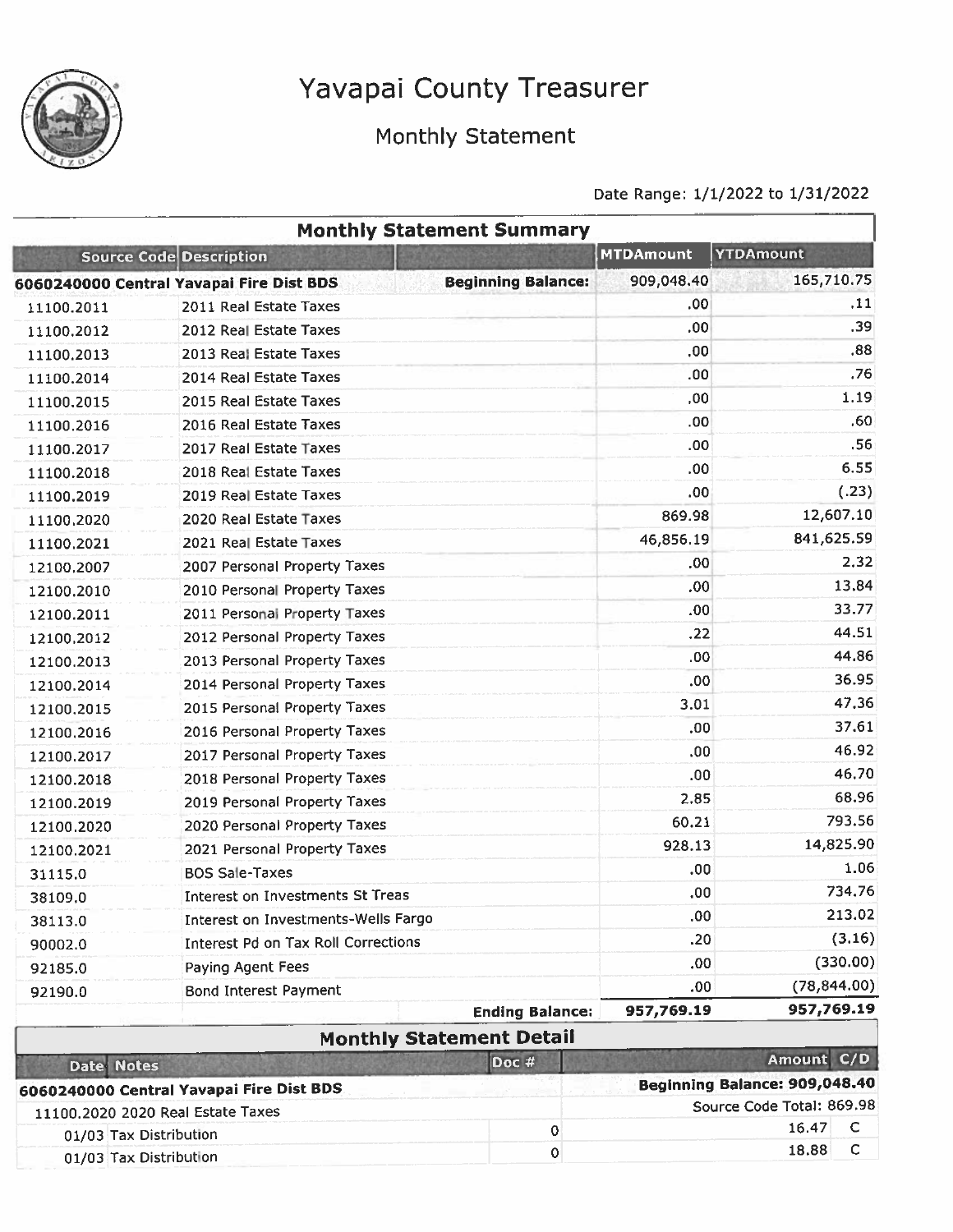# Yavapai County Treasurer

## Monthly Statement

Date Range: 1/1/2022 to 1/31/2022

### Monthly Statement Summary

| Source Code | Description | | MTDAmount | YTDAmount |
|---|---|---|---|---|
| **6060240000 Central Yavapai Fire Dist BDS** | | **Beginning Balance:** | 909,048.40 | 165,710.75 |
| 11100.2011 | 2011 Real Estate Taxes | | .00 | .11 |
| 11100.2012 | 2012 Real Estate Taxes | | .00 | .39 |
| 11100.2013 | 2013 Real Estate Taxes | | .00 | .88 |
| 11100.2014 | 2014 Real Estate Taxes | | .00 | .76 |
| 11100.2015 | 2015 Real Estate Taxes | | .00 | 1.19 |
| 11100.2016 | 2016 Real Estate Taxes | | .00 | .60 |
| 11100.2017 | 2017 Real Estate Taxes | | .00 | .56 |
| 11100.2018 | 2018 Real Estate Taxes | | .00 | 6.55 |
| 11100.2019 | 2019 Real Estate Taxes | | .00 | (.23) |
| 11100.2020 | 2020 Real Estate Taxes | | 869.98 | 12,607.10 |
| 11100.2021 | 2021 Real Estate Taxes | | 46,856.19 | 841,625.59 |
| 12100.2007 | 2007 Personal Property Taxes | | .00 | 2.32 |
| 12100.2010 | 2010 Personal Property Taxes | | .00 | 13.84 |
| 12100.2011 | 2011 Personal Property Taxes | | .00 | 33.77 |
| 12100.2012 | 2012 Personal Property Taxes | | .22 | 44.51 |
| 12100.2013 | 2013 Personal Property Taxes | | .00 | 44.86 |
| 12100.2014 | 2014 Personal Property Taxes | | .00 | 36.95 |
| 12100.2015 | 2015 Personal Property Taxes | | 3.01 | 47.36 |
| 12100.2016 | 2016 Personal Property Taxes | | .00 | 37.61 |
| 12100.2017 | 2017 Personal Property Taxes | | .00 | 46.92 |
| 12100.2018 | 2018 Personal Property Taxes | | .00 | 46.70 |
| 12100.2019 | 2019 Personal Property Taxes | | 2.85 | 68.96 |
| 12100.2020 | 2020 Personal Property Taxes | | 60.21 | 793.56 |
| 12100.2021 | 2021 Personal Property Taxes | | 928.13 | 14,825.90 |
| 31115.0 | BOS Sale-Taxes | | .00 | 1.06 |
| 38109.0 | Interest on Investments St Treas | | .00 | 734.76 |
| 38113.0 | Interest on Investments-Wells Fargo | | .00 | 213.02 |
| 90002.0 | Interest Pd on Tax Roll Corrections | | .20 | (3.16) |
| 92185.0 | Paying Agent Fees | | .00 | (330.00) |
| 92190.0 | Bond Interest Payment | | .00 | (78,844.00) |
| | | **Ending Balance:** | **957,769.19** | **957,769.19** |

### Monthly Statement Detail

| Date | Notes | Doc # | Amount | C/D |
|---|---|---|---|---|
| **6060240000 Central Yavapai Fire Dist BDS** | | | **Beginning Balance: 909,048.40** | |
| 11100.2020 2020 Real Estate Taxes | | | Source Code Total: 869.98 | |
| 01/03 | Tax Distribution | 0 | 16.47 | C |
| 01/03 | Tax Distribution | 0 | 18.88 | C |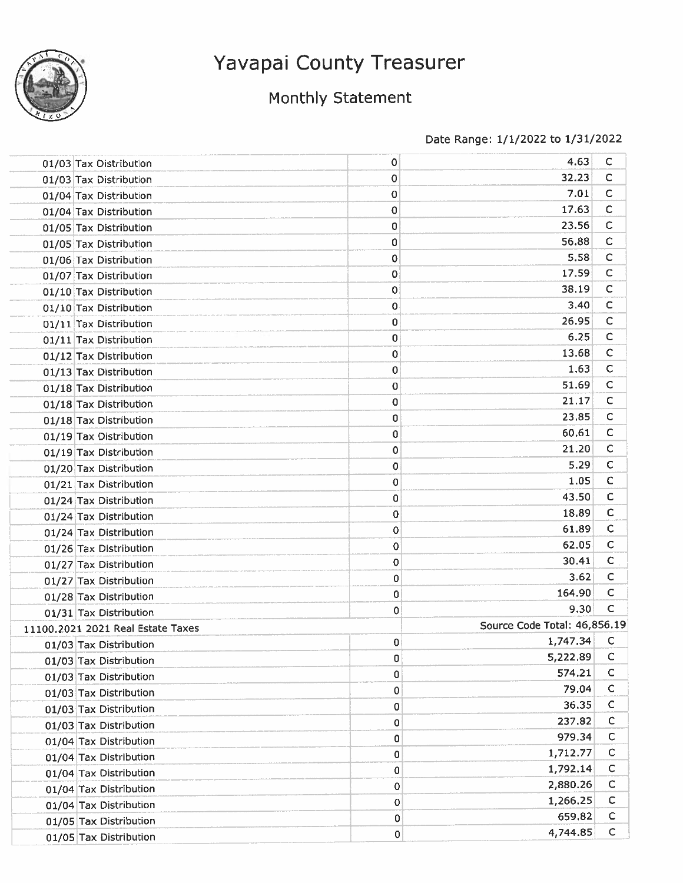# Yavapai County Treasurer

## Monthly Statement

Date Range: 1/1/2022 to 1/31/2022

| | | | | |
|---|---|---|---|---|
| 01/03 | Tax Distribution | 0 | 4.63 | C |
| 01/03 | Tax Distribution | 0 | 32.23 | C |
| 01/04 | Tax Distribution | 0 | 7.01 | C |
| 01/04 | Tax Distribution | 0 | 17.63 | C |
| 01/05 | Tax Distribution | 0 | 23.56 | C |
| 01/05 | Tax Distribution | 0 | 56.88 | C |
| 01/06 | Tax Distribution | 0 | 5.58 | C |
| 01/07 | Tax Distribution | 0 | 17.59 | C |
| 01/10 | Tax Distribution | 0 | 38.19 | C |
| 01/10 | Tax Distribution | 0 | 3.40 | C |
| 01/11 | Tax Distribution | 0 | 26.95 | C |
| 01/11 | Tax Distribution | 0 | 6.25 | C |
| 01/12 | Tax Distribution | 0 | 13.68 | C |
| 01/13 | Tax Distribution | 0 | 1.63 | C |
| 01/18 | Tax Distribution | 0 | 51.69 | C |
| 01/18 | Tax Distribution | 0 | 21.17 | C |
| 01/18 | Tax Distribution | 0 | 23.85 | C |
| 01/19 | Tax Distribution | 0 | 60.61 | C |
| 01/19 | Tax Distribution | 0 | 21.20 | C |
| 01/20 | Tax Distribution | 0 | 5.29 | C |
| 01/21 | Tax Distribution | 0 | 1.05 | C |
| 01/24 | Tax Distribution | 0 | 43.50 | C |
| 01/24 | Tax Distribution | 0 | 18.89 | C |
| 01/24 | Tax Distribution | 0 | 61.89 | C |
| 01/26 | Tax Distribution | 0 | 62.05 | C |
| 01/27 | Tax Distribution | 0 | 30.41 | C |
| 01/27 | Tax Distribution | 0 | 3.62 | C |
| 01/28 | Tax Distribution | 0 | 164.90 | C |
| 01/31 | Tax Distribution | 0 | 9.30 | C |
| 11100.2021 2021 Real Estate Taxes | | | Source Code Total: 46,856.19 | |
| 01/03 | Tax Distribution | 0 | 1,747.34 | C |
| 01/03 | Tax Distribution | 0 | 5,222.89 | C |
| 01/03 | Tax Distribution | 0 | 574.21 | C |
| 01/03 | Tax Distribution | 0 | 79.04 | C |
| 01/03 | Tax Distribution | 0 | 36.35 | C |
| 01/03 | Tax Distribution | 0 | 237.82 | C |
| 01/04 | Tax Distribution | 0 | 979.34 | C |
| 01/04 | Tax Distribution | 0 | 1,712.77 | C |
| 01/04 | Tax Distribution | 0 | 1,792.14 | C |
| 01/04 | Tax Distribution | 0 | 2,880.26 | C |
| 01/04 | Tax Distribution | 0 | 1,266.25 | C |
| 01/05 | Tax Distribution | 0 | 659.82 | C |
| 01/05 | Tax Distribution | 0 | 4,744.85 | C |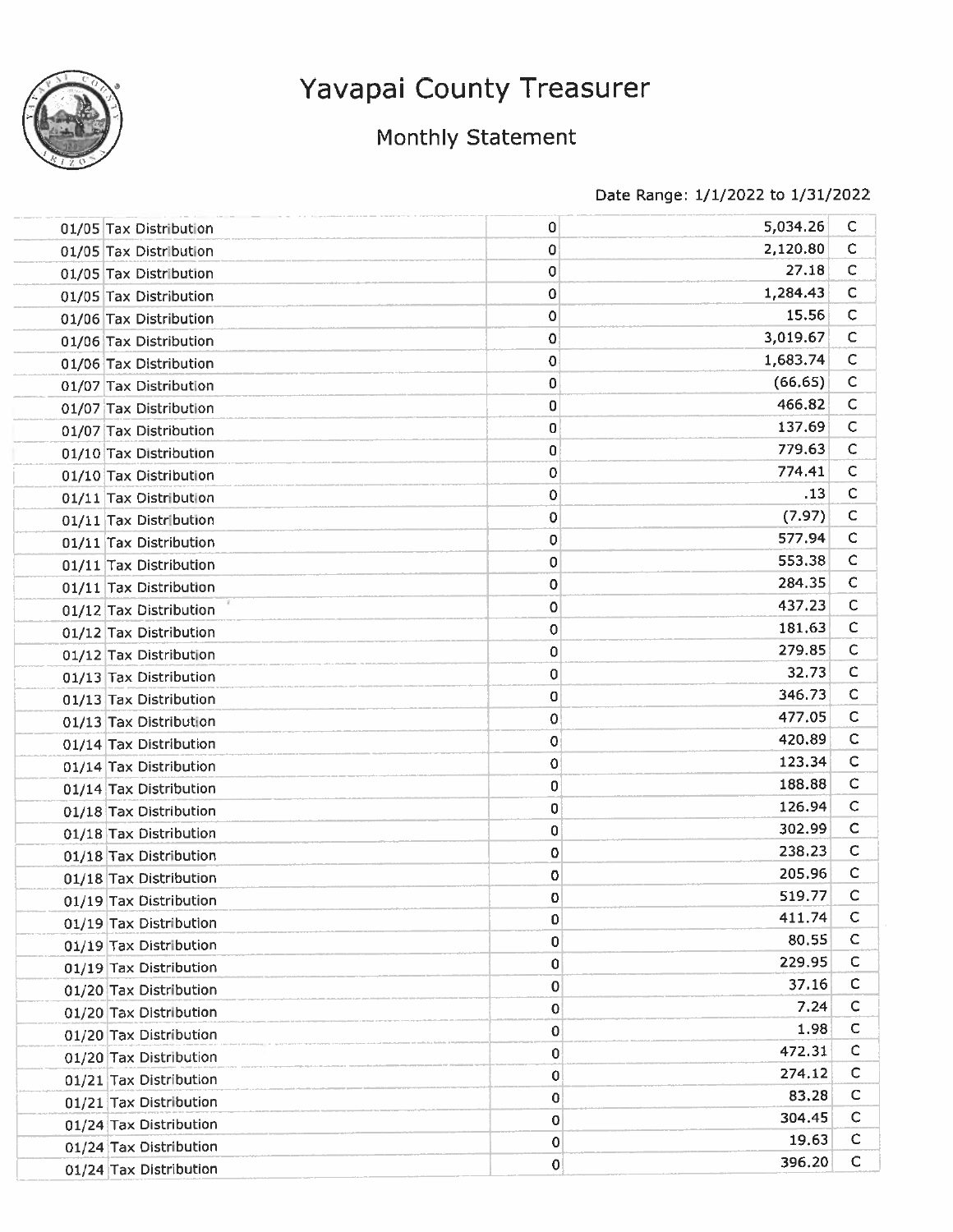# Yavapai County Treasurer

## Monthly Statement

Date Range: 1/1/2022 to 1/31/2022

| | | | |
|---|---|---|---|
| 01/05 Tax Distribution | 0 | 5,034.26 | C |
| 01/05 Tax Distribution | 0 | 2,120.80 | C |
| 01/05 Tax Distribution | 0 | 27.18 | C |
| 01/05 Tax Distribution | 0 | 1,284.43 | C |
| 01/06 Tax Distribution | 0 | 15.56 | C |
| 01/06 Tax Distribution | 0 | 3,019.67 | C |
| 01/06 Tax Distribution | 0 | 1,683.74 | C |
| 01/07 Tax Distribution | 0 | (66.65) | C |
| 01/07 Tax Distribution | 0 | 466.82 | C |
| 01/07 Tax Distribution | 0 | 137.69 | C |
| 01/10 Tax Distribution | 0 | 779.63 | C |
| 01/10 Tax Distribution | 0 | 774.41 | C |
| 01/11 Tax Distribution | 0 | .13 | C |
| 01/11 Tax Distribution | 0 | (7.97) | C |
| 01/11 Tax Distribution | 0 | 577.94 | C |
| 01/11 Tax Distribution | 0 | 553.38 | C |
| 01/11 Tax Distribution | 0 | 284.35 | C |
| 01/12 Tax Distribution | 0 | 437.23 | C |
| 01/12 Tax Distribution | 0 | 181.63 | C |
| 01/12 Tax Distribution | 0 | 279.85 | C |
| 01/13 Tax Distribution | 0 | 32.73 | C |
| 01/13 Tax Distribution | 0 | 346.73 | C |
| 01/13 Tax Distribution | 0 | 477.05 | C |
| 01/14 Tax Distribution | 0 | 420.89 | C |
| 01/14 Tax Distribution | 0 | 123.34 | C |
| 01/14 Tax Distribution | 0 | 188.88 | C |
| 01/18 Tax Distribution | 0 | 126.94 | C |
| 01/18 Tax Distribution | 0 | 302.99 | C |
| 01/18 Tax Distribution | 0 | 238.23 | C |
| 01/18 Tax Distribution | 0 | 205.96 | C |
| 01/19 Tax Distribution | 0 | 519.77 | C |
| 01/19 Tax Distribution | 0 | 411.74 | C |
| 01/19 Tax Distribution | 0 | 80.55 | C |
| 01/19 Tax Distribution | 0 | 229.95 | C |
| 01/20 Tax Distribution | 0 | 37.16 | C |
| 01/20 Tax Distribution | 0 | 7.24 | C |
| 01/20 Tax Distribution | 0 | 1.98 | C |
| 01/20 Tax Distribution | 0 | 472.31 | C |
| 01/21 Tax Distribution | 0 | 274.12 | C |
| 01/21 Tax Distribution | 0 | 83.28 | C |
| 01/24 Tax Distribution | 0 | 304.45 | C |
| 01/24 Tax Distribution | 0 | 19.63 | C |
| 01/24 Tax Distribution | 0 | 396.20 | C |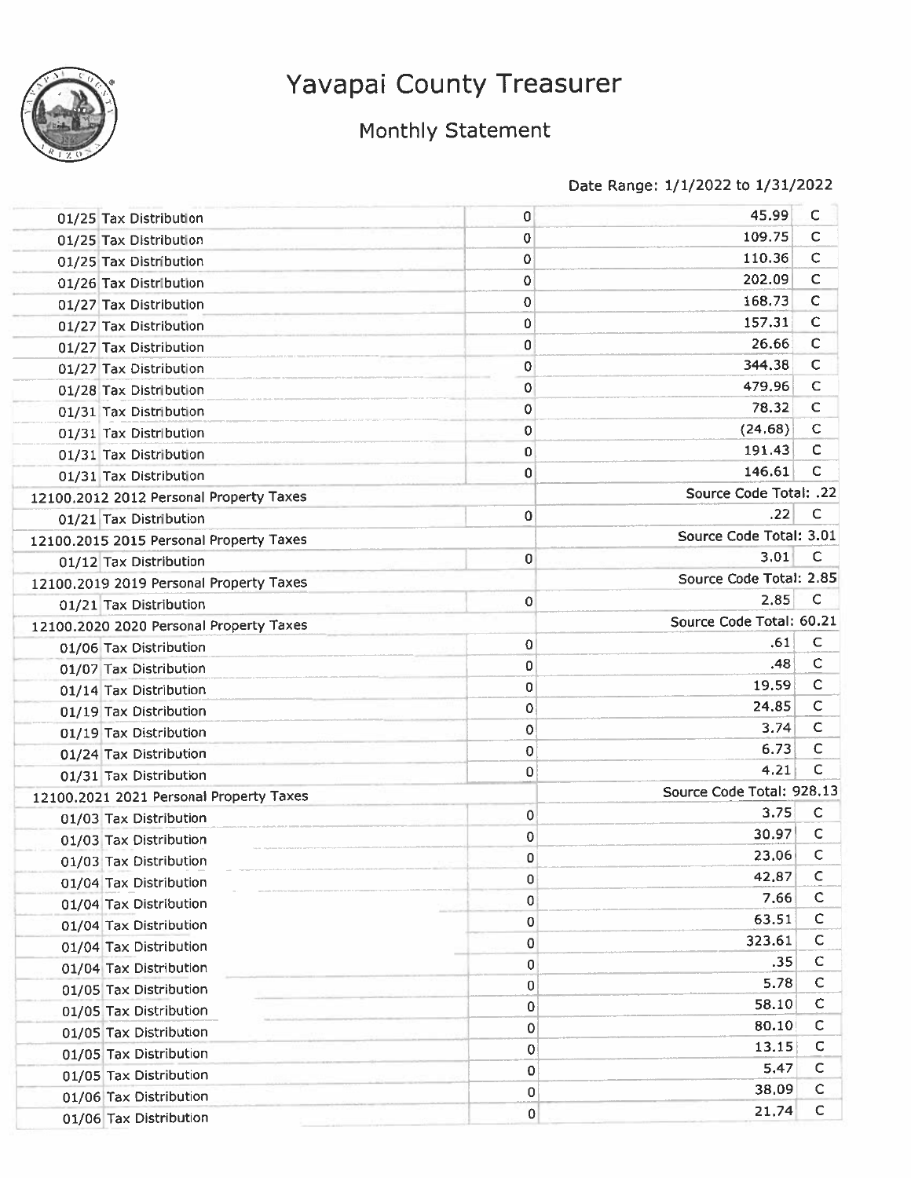# Yavapai County Treasurer

## Monthly Statement

Date Range: 1/1/2022 to 1/31/2022

| | | | |
|---|---|---|---|
| 01/25 Tax Distribution | 0 | 45.99 | C |
| 01/25 Tax Distribution | 0 | 109.75 | C |
| 01/25 Tax Distribution | 0 | 110.36 | C |
| 01/26 Tax Distribution | 0 | 202.09 | C |
| 01/27 Tax Distribution | 0 | 168.73 | C |
| 01/27 Tax Distribution | 0 | 157.31 | C |
| 01/27 Tax Distribution | 0 | 26.66 | C |
| 01/27 Tax Distribution | 0 | 344.38 | C |
| 01/28 Tax Distribution | 0 | 479.96 | C |
| 01/31 Tax Distribution | 0 | 78.32 | C |
| 01/31 Tax Distribution | 0 | (24.68) | C |
| 01/31 Tax Distribution | 0 | 191.43 | C |
| 01/31 Tax Distribution | 0 | 146.61 | C |
| 12100.2012 2012 Personal Property Taxes | | Source Code Total: .22 | |
| 01/21 Tax Distribution | 0 | .22 | C |
| 12100.2015 2015 Personal Property Taxes | | Source Code Total: 3.01 | |
| 01/12 Tax Distribution | 0 | 3.01 | C |
| 12100.2019 2019 Personal Property Taxes | | Source Code Total: 2.85 | |
| 01/21 Tax Distribution | 0 | 2.85 | C |
| 12100.2020 2020 Personal Property Taxes | | Source Code Total: 60.21 | |
| 01/06 Tax Distribution | 0 | .61 | C |
| 01/07 Tax Distribution | 0 | .48 | C |
| 01/14 Tax Distribution | 0 | 19.59 | C |
| 01/19 Tax Distribution | 0 | 24.85 | C |
| 01/19 Tax Distribution | 0 | 3.74 | C |
| 01/24 Tax Distribution | 0 | 6.73 | C |
| 01/31 Tax Distribution | 0 | 4.21 | C |
| 12100.2021 2021 Personal Property Taxes | | Source Code Total: 928.13 | |
| 01/03 Tax Distribution | 0 | 3.75 | C |
| 01/03 Tax Distribution | 0 | 30.97 | C |
| 01/03 Tax Distribution | 0 | 23.06 | C |
| 01/04 Tax Distribution | 0 | 42.87 | C |
| 01/04 Tax Distribution | 0 | 7.66 | C |
| 01/04 Tax Distribution | 0 | 63.51 | C |
| 01/04 Tax Distribution | 0 | 323.61 | C |
| 01/04 Tax Distribution | 0 | .35 | C |
| 01/05 Tax Distribution | 0 | 5.78 | C |
| 01/05 Tax Distribution | 0 | 58.10 | C |
| 01/05 Tax Distribution | 0 | 80.10 | C |
| 01/05 Tax Distribution | 0 | 13.15 | C |
| 01/05 Tax Distribution | 0 | 5.47 | C |
| 01/06 Tax Distribution | 0 | 38.09 | C |
| 01/06 Tax Distribution | 0 | 21.74 | C |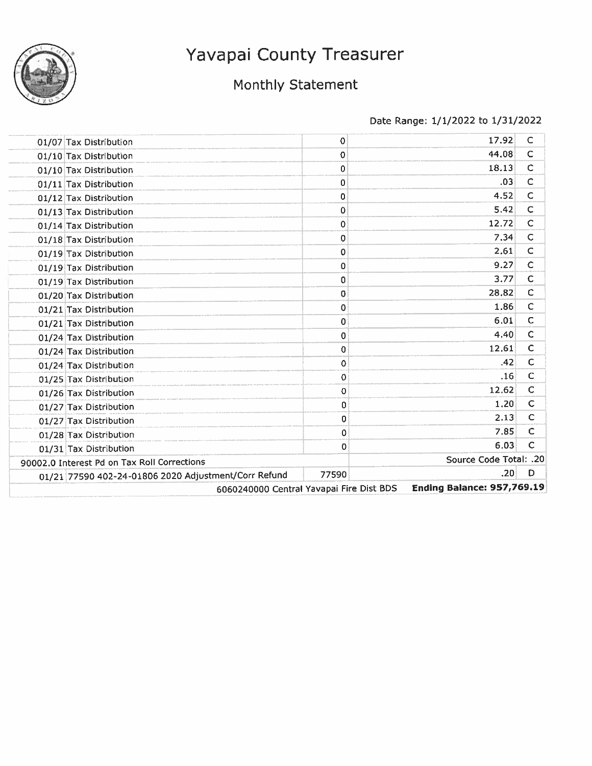# Yavapai County Treasurer

## Monthly Statement

Date Range: 1/1/2022 to 1/31/2022

| Date | Description | Ref | Amount | Type |
|---|---|---|---|---|
| 01/07 | Tax Distribution | 0 | 17.92 | C |
| 01/10 | Tax Distribution | 0 | 44.08 | C |
| 01/10 | Tax Distribution | 0 | 18.13 | C |
| 01/11 | Tax Distribution | 0 | .03 | C |
| 01/12 | Tax Distribution | 0 | 4.52 | C |
| 01/13 | Tax Distribution | 0 | 5.42 | C |
| 01/14 | Tax Distribution | 0 | 12.72 | C |
| 01/18 | Tax Distribution | 0 | 7.34 | C |
| 01/19 | Tax Distribution | 0 | 2.61 | C |
| 01/19 | Tax Distribution | 0 | 9.27 | C |
| 01/19 | Tax Distribution | 0 | 3.77 | C |
| 01/20 | Tax Distribution | 0 | 28.82 | C |
| 01/21 | Tax Distribution | 0 | 1.86 | C |
| 01/21 | Tax Distribution | 0 | 6.01 | C |
| 01/24 | Tax Distribution | 0 | 4.40 | C |
| 01/24 | Tax Distribution | 0 | 12.61 | C |
| 01/24 | Tax Distribution | 0 | .42 | C |
| 01/25 | Tax Distribution | 0 | .16 | C |
| 01/26 | Tax Distribution | 0 | 12.62 | C |
| 01/27 | Tax Distribution | 0 | 1.20 | C |
| 01/27 | Tax Distribution | 0 | 2.13 | C |
| 01/28 | Tax Distribution | 0 | 7.85 | C |
| 01/31 | Tax Distribution | 0 | 6.03 | C |
| 90002.0 Interest Pd on Tax Roll Corrections | | | Source Code Total: .20 | |
| 01/21 | 77590 402-24-01806 2020 Adjustment/Corr Refund | 77590 | .20 | D |
| | 6060240000 Central Yavapai Fire Dist BDS | | **Ending Balance: 957,769.19** | |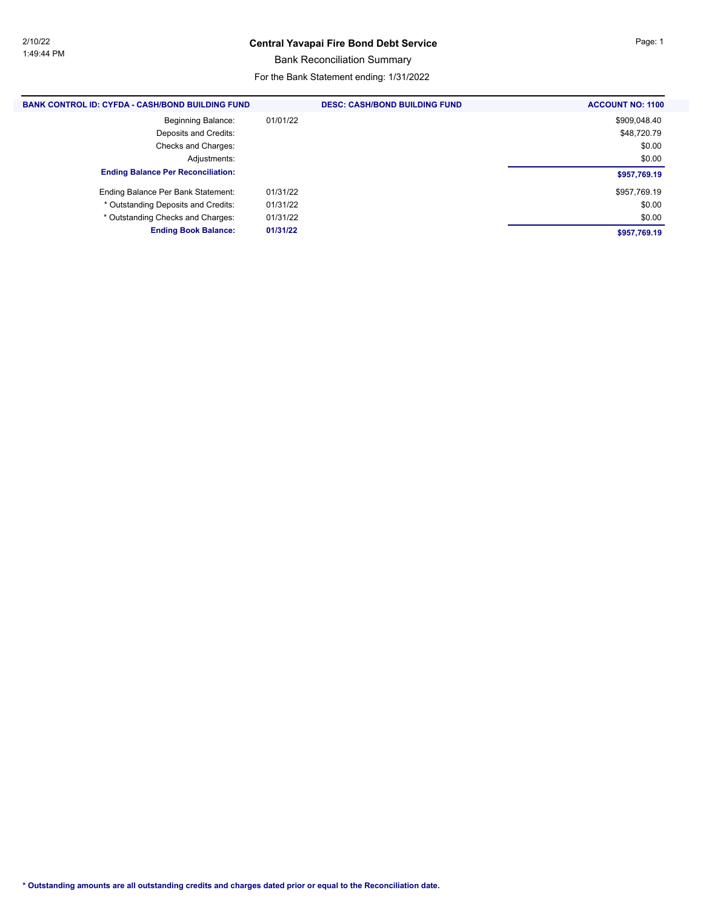# Central Yavapai Fire Bond Debt Service

## Bank Reconciliation Summary

For the Bank Statement ending: 1/31/2022

| BANK CONTROL ID: CYFDA - CASH/BOND BUILDING FUND | | DESC: CASH/BOND BUILDING FUND | ACCOUNT NO: 1100 |
|---|---|---|---|
| Beginning Balance: | 01/01/22 | | $909,048.40 |
| Deposits and Credits: | | | $48,720.79 |
| Checks and Charges: | | | $0.00 |
| Adjustments: | | | $0.00 |
| **Ending Balance Per Reconciliation:** | | | **$957,769.19** |
| Ending Balance Per Bank Statement: | 01/31/22 | | $957,769.19 |
| * Outstanding Deposits and Credits: | 01/31/22 | | $0.00 |
| * Outstanding Checks and Charges: | 01/31/22 | | $0.00 |
| **Ending Book Balance:** | **01/31/22** | | **$957,769.19** |

**\* Outstanding amounts are all outstanding credits and charges dated prior or equal to the Reconciliation date.**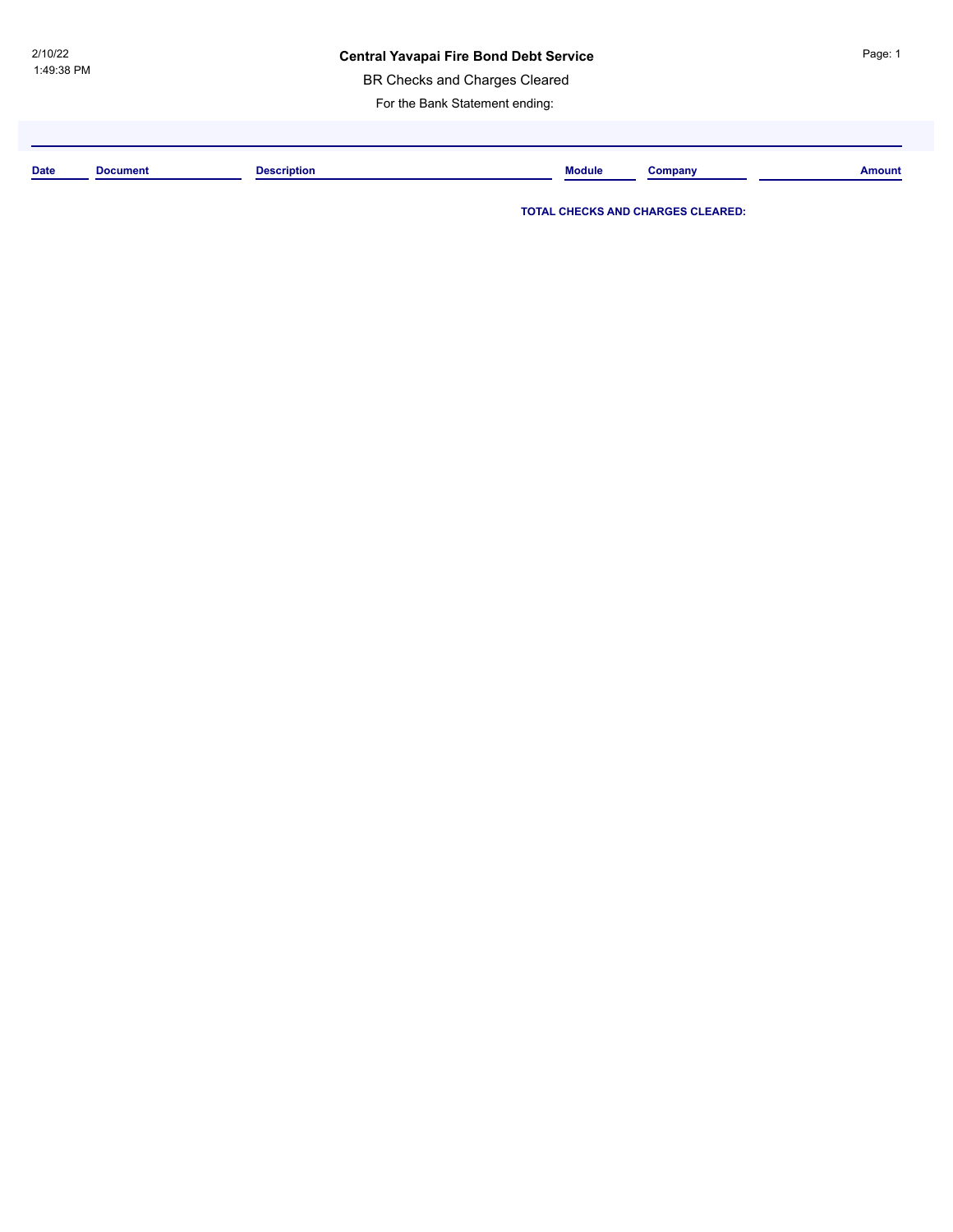2/10/22
1:49:38 PM

# Central Yavapai Fire Bond Debt Service

BR Checks and Charges Cleared

For the Bank Statement ending:

| Date | Document | Description | Module | Company | Amount |
|---|---|---|---|---|---|

**TOTAL CHECKS AND CHARGES CLEARED:**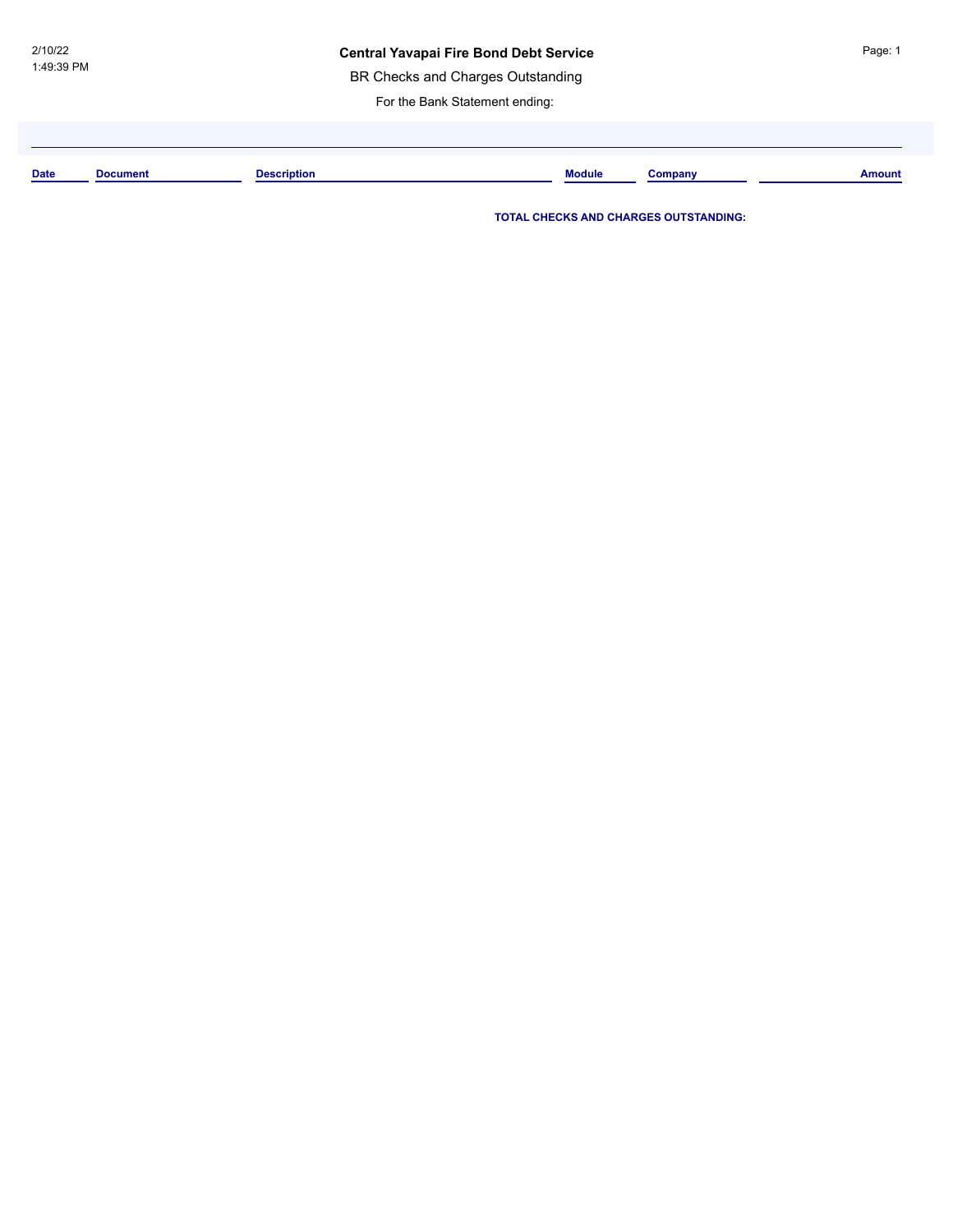# Central Yavapai Fire Bond Debt Service

## BR Checks and Charges Outstanding

For the Bank Statement ending:

| Date | Document | Description | Module | Company | Amount |
| --- | --- | --- | --- | --- | --- |

**TOTAL CHECKS AND CHARGES OUTSTANDING:**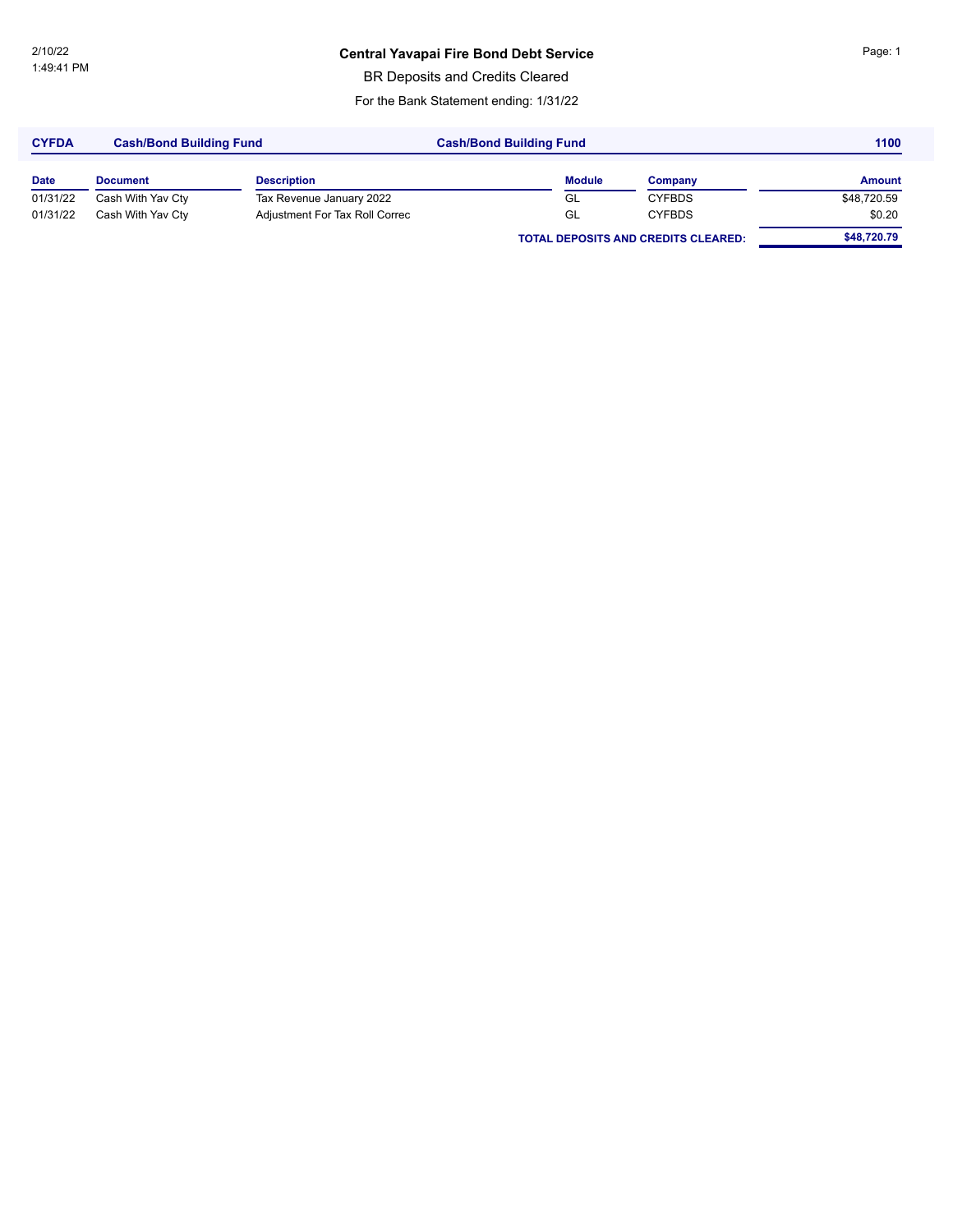# Central Yavapai Fire Bond Debt Service

BR Deposits and Credits Cleared

For the Bank Statement ending: 1/31/22

| CYFDA | Cash/Bond Building Fund | Cash/Bond Building Fund | | | 1100 |
|---|---|---|---|---|---|
| **Date** | **Document** | **Description** | **Module** | **Company** | **Amount** |
| 01/31/22 | Cash With Yav Cty | Tax Revenue January 2022 | GL | CYFBDS | $48,720.59 |
| 01/31/22 | Cash With Yav Cty | Adjustment For Tax Roll Correc | GL | CYFBDS | $0.20 |
| | | | **TOTAL DEPOSITS AND CREDITS CLEARED:** | | **$48,720.79** |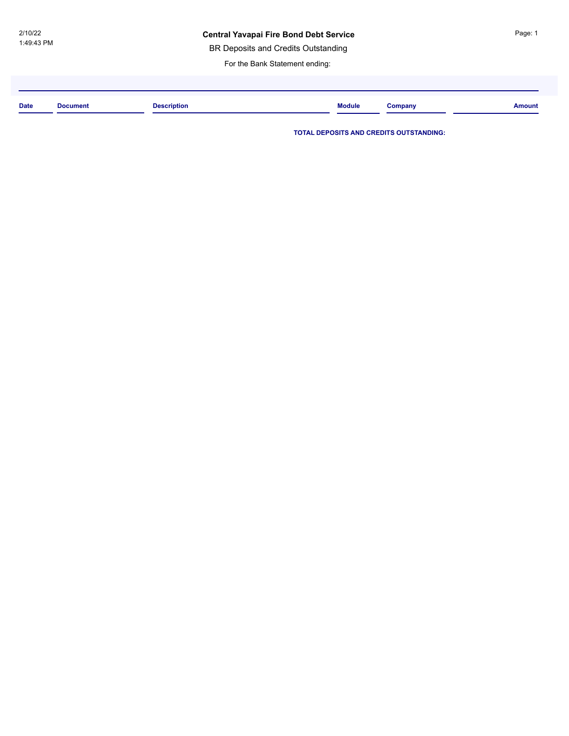2/10/22
1:49:43 PM

# Central Yavapai Fire Bond Debt Service

BR Deposits and Credits Outstanding

For the Bank Statement ending:

| Date | Document | Description | Module | Company | Amount |
| --- | --- | --- | --- | --- | --- |

**TOTAL DEPOSITS AND CREDITS OUTSTANDING:**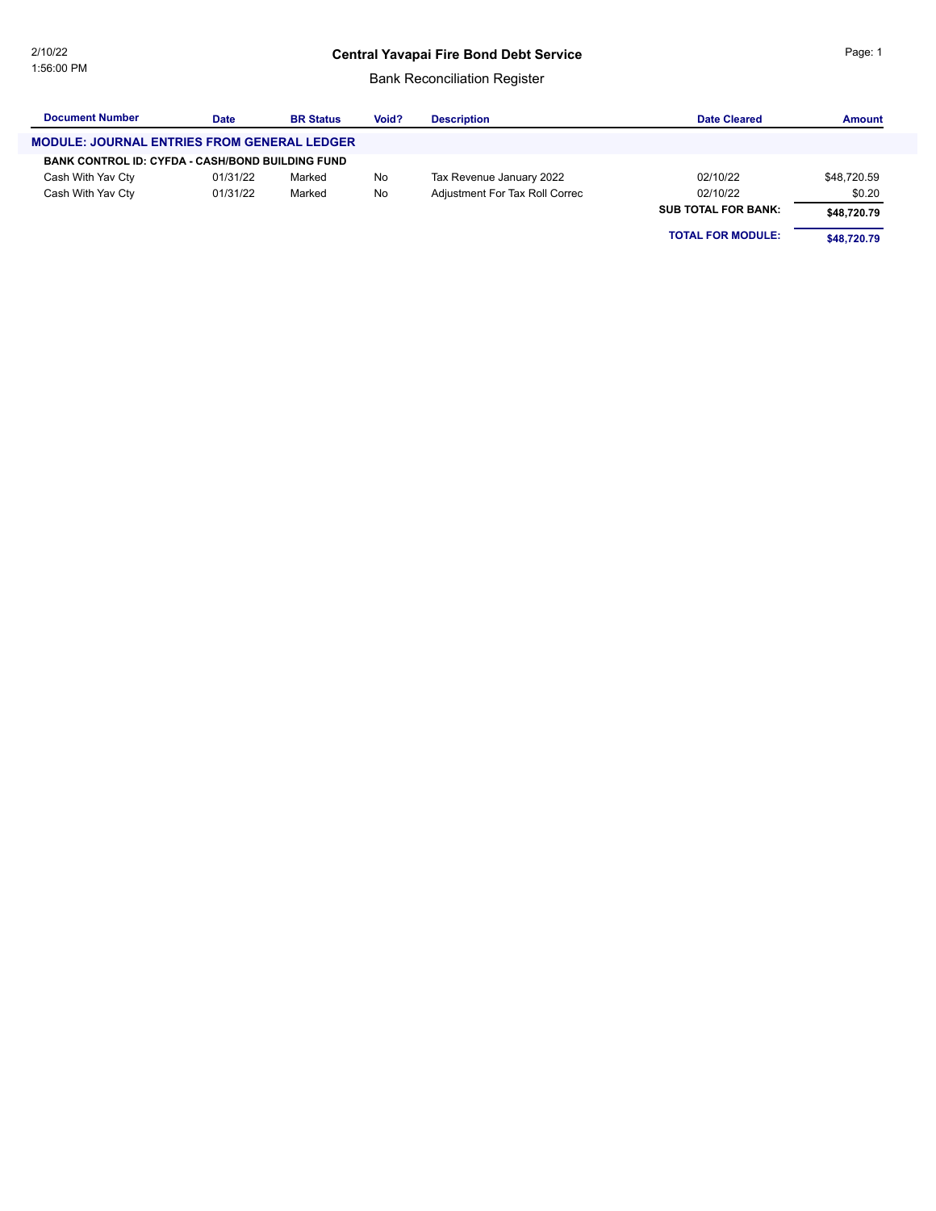# Central Yavapai Fire Bond Debt Service

## Bank Reconciliation Register

2/10/22
1:56:00 PM

| Document Number | Date | BR Status | Void? | Description | Date Cleared | Amount |
|---|---|---|---|---|---|---|
| **MODULE: JOURNAL ENTRIES FROM GENERAL LEDGER** | | | | | | |
| **BANK CONTROL ID: CYFDA - CASH/BOND BUILDING FUND** | | | | | | |
| Cash With Yav Cty | 01/31/22 | Marked | No | Tax Revenue January 2022 | 02/10/22 | $48,720.59 |
| Cash With Yav Cty | 01/31/22 | Marked | No | Adjustment For Tax Roll Correc | 02/10/22 | $0.20 |
| | | | | | **SUB TOTAL FOR BANK:** | **$48,720.79** |
| | | | | | **TOTAL FOR MODULE:** | **$48,720.79** |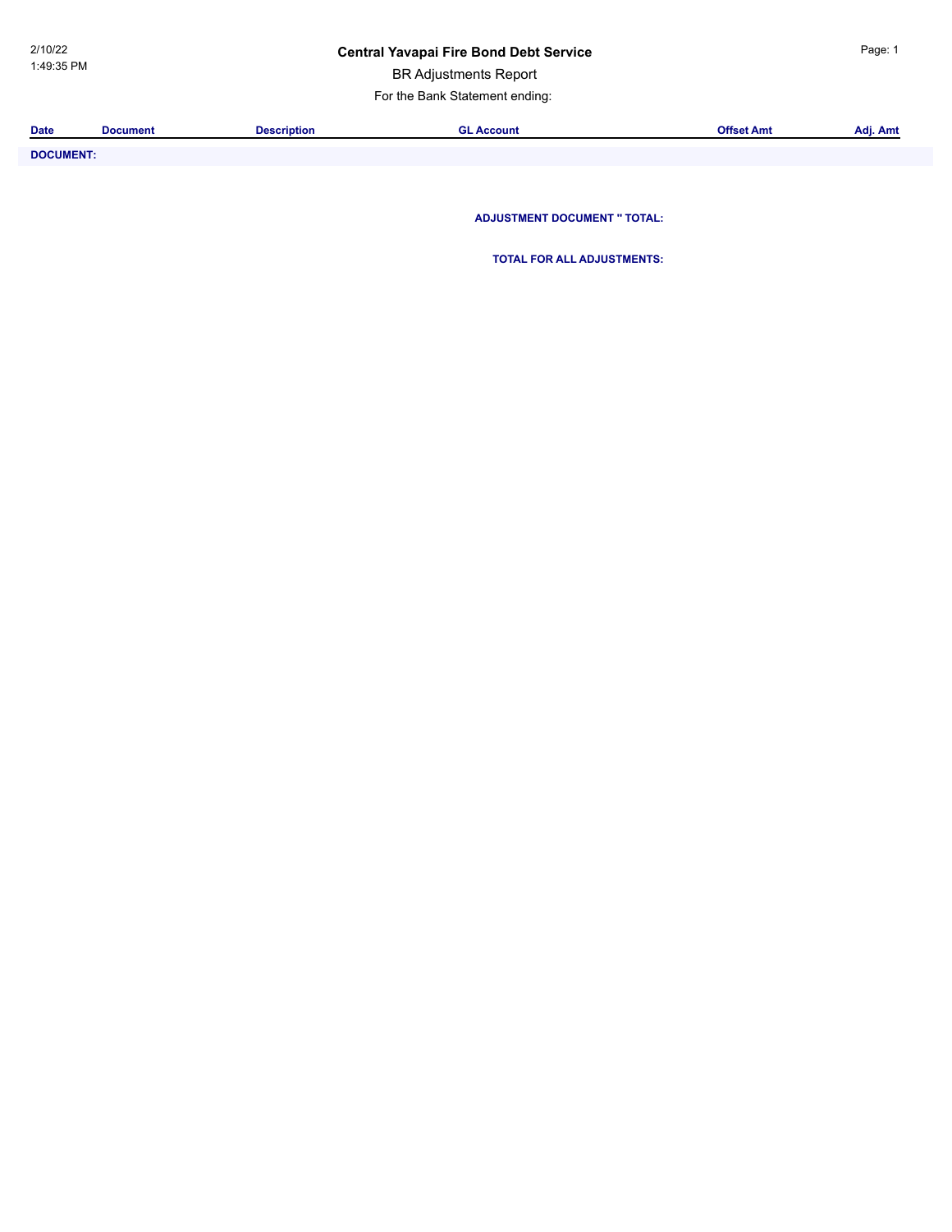# Central Yavapai Fire Bond Debt Service

BR Adjustments Report

For the Bank Statement ending:

| Date | Document | Description | GL Account | Offset Amt | Adj. Amt |
|---|---|---|---|---|---|
| **DOCUMENT:** | | | | | |
| | | | **ADJUSTMENT DOCUMENT '' TOTAL:** | | |
| | | | **TOTAL FOR ALL ADJUSTMENTS:** | | |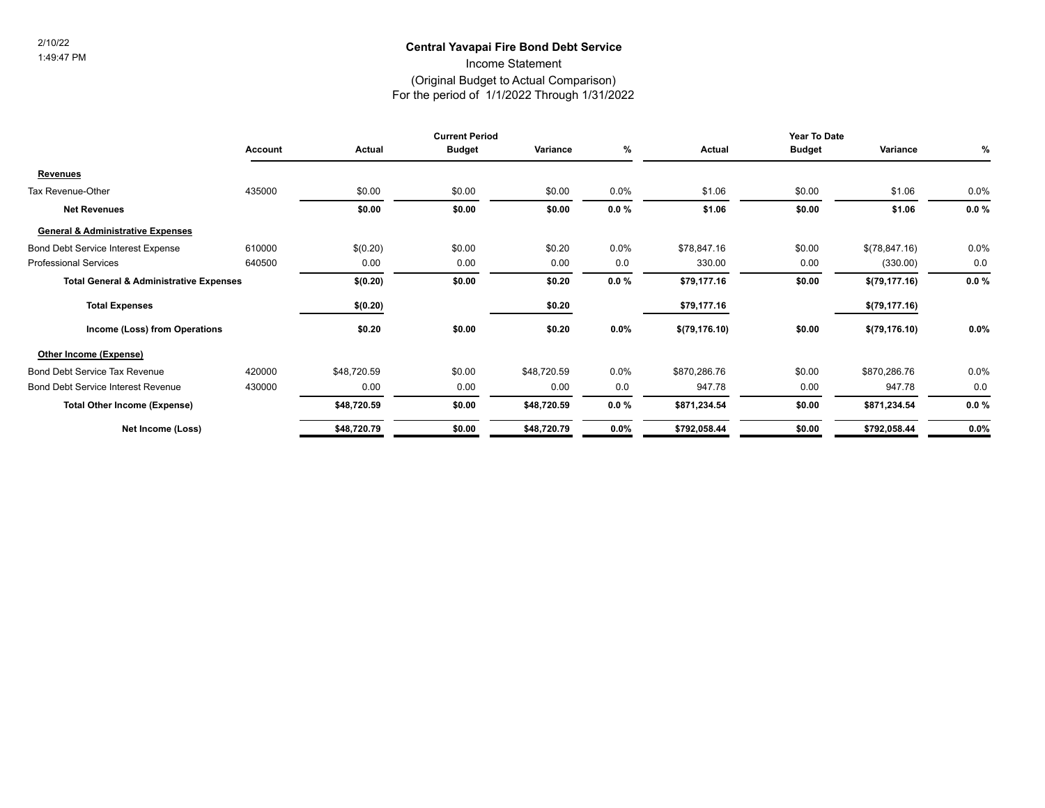2/10/22
1:49:47 PM

# Central Yavapai Fire Bond Debt Service

Income Statement
(Original Budget to Actual Comparison)
For the period of 1/1/2022 Through 1/31/2022

| | Account | Current Period | | | | Year To Date | | | |
|---|---|---|---|---|---|---|---|---|---|
| | | Actual | Budget | Variance | % | Actual | Budget | Variance | % |
| **Revenues** | | | | | | | | | |
| Tax Revenue-Other | 435000 | $0.00 | $0.00 | $0.00 | 0.0% | $1.06 | $0.00 | $1.06 | 0.0% |
| **Net Revenues** | | **$0.00** | **$0.00** | **$0.00** | **0.0 %** | **$1.06** | **$0.00** | **$1.06** | **0.0 %** |
| **General & Administrative Expenses** | | | | | | | | | |
| Bond Debt Service Interest Expense | 610000 | $(0.20) | $0.00 | $0.20 | 0.0% | $78,847.16 | $0.00 | $(78,847.16) | 0.0% |
| Professional Services | 640500 | 0.00 | 0.00 | 0.00 | 0.0 | 330.00 | 0.00 | (330.00) | 0.0 |
| **Total General & Administrative Expenses** | | **$(0.20)** | **$0.00** | **$0.20** | **0.0 %** | **$79,177.16** | **$0.00** | **$(79,177.16)** | **0.0 %** |
| **Total Expenses** | | **$(0.20)** | | **$0.20** | | **$79,177.16** | | **$(79,177.16)** | |
| **Income (Loss) from Operations** | | **$0.20** | **$0.00** | **$0.20** | **0.0%** | **$(79,176.10)** | **$0.00** | **$(79,176.10)** | **0.0%** |
| **Other Income (Expense)** | | | | | | | | | |
| Bond Debt Service Tax Revenue | 420000 | $48,720.59 | $0.00 | $48,720.59 | 0.0% | $870,286.76 | $0.00 | $870,286.76 | 0.0% |
| Bond Debt Service Interest Revenue | 430000 | 0.00 | 0.00 | 0.00 | 0.0 | 947.78 | 0.00 | 947.78 | 0.0 |
| **Total Other Income (Expense)** | | **$48,720.59** | **$0.00** | **$48,720.59** | **0.0 %** | **$871,234.54** | **$0.00** | **$871,234.54** | **0.0 %** |
| **Net Income (Loss)** | | **$48,720.79** | **$0.00** | **$48,720.79** | **0.0%** | **$792,058.44** | **$0.00** | **$792,058.44** | **0.0%** |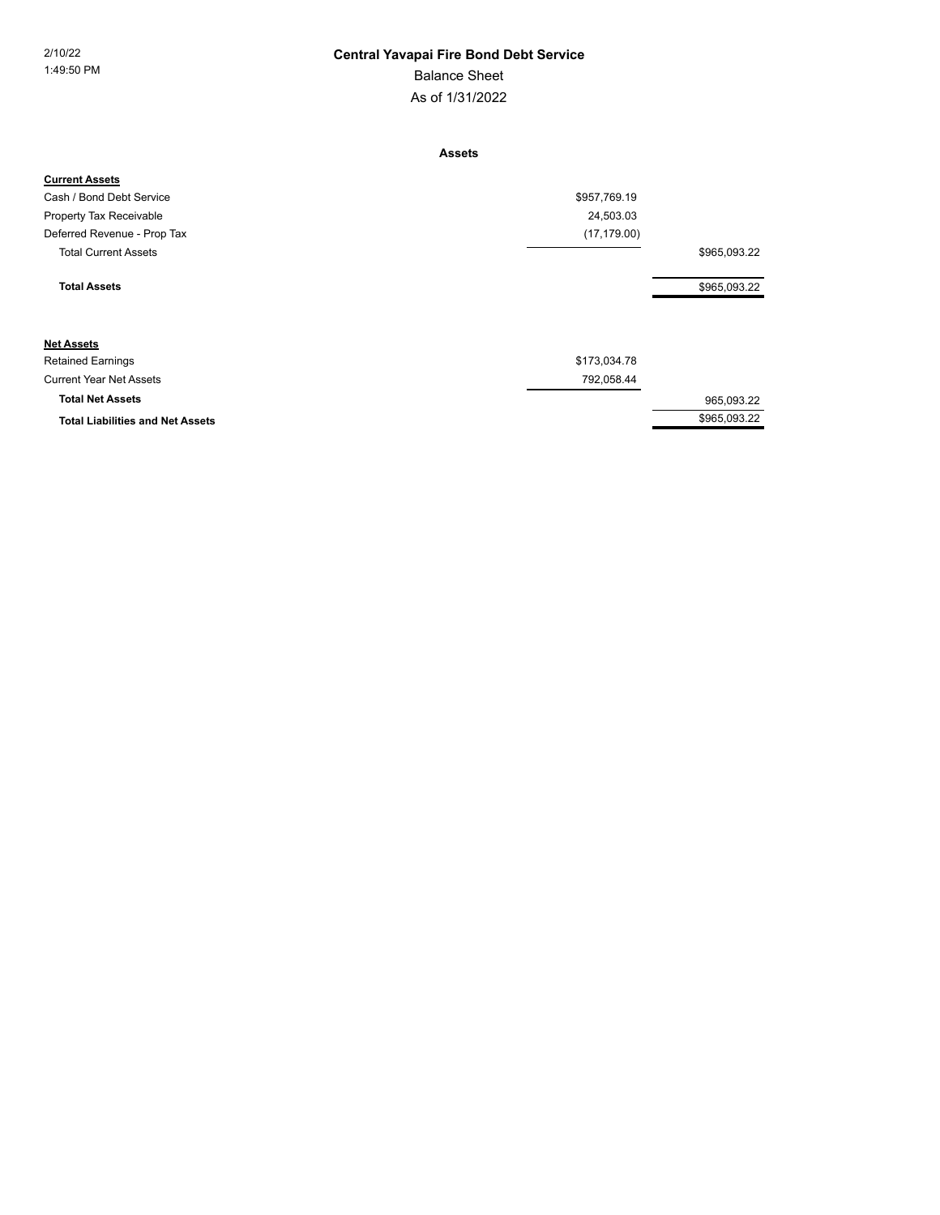# Central Yavapai Fire Bond Debt Service

Balance Sheet

As of 1/31/2022

**Assets**

| | | |
|---|---|---|
| **Current Assets** | | |
| Cash / Bond Debt Service | $957,769.19 | |
| Property Tax Receivable | 24,503.03 | |
| Deferred Revenue - Prop Tax | (17,179.00) | |
| Total Current Assets | | $965,093.22 |
| **Total Assets** | | $965,093.22 |
| **Net Assets** | | |
| Retained Earnings | $173,034.78 | |
| Current Year Net Assets | 792,058.44 | |
| **Total Net Assets** | | 965,093.22 |
| **Total Liabilities and Net Assets** | | $965,093.22 |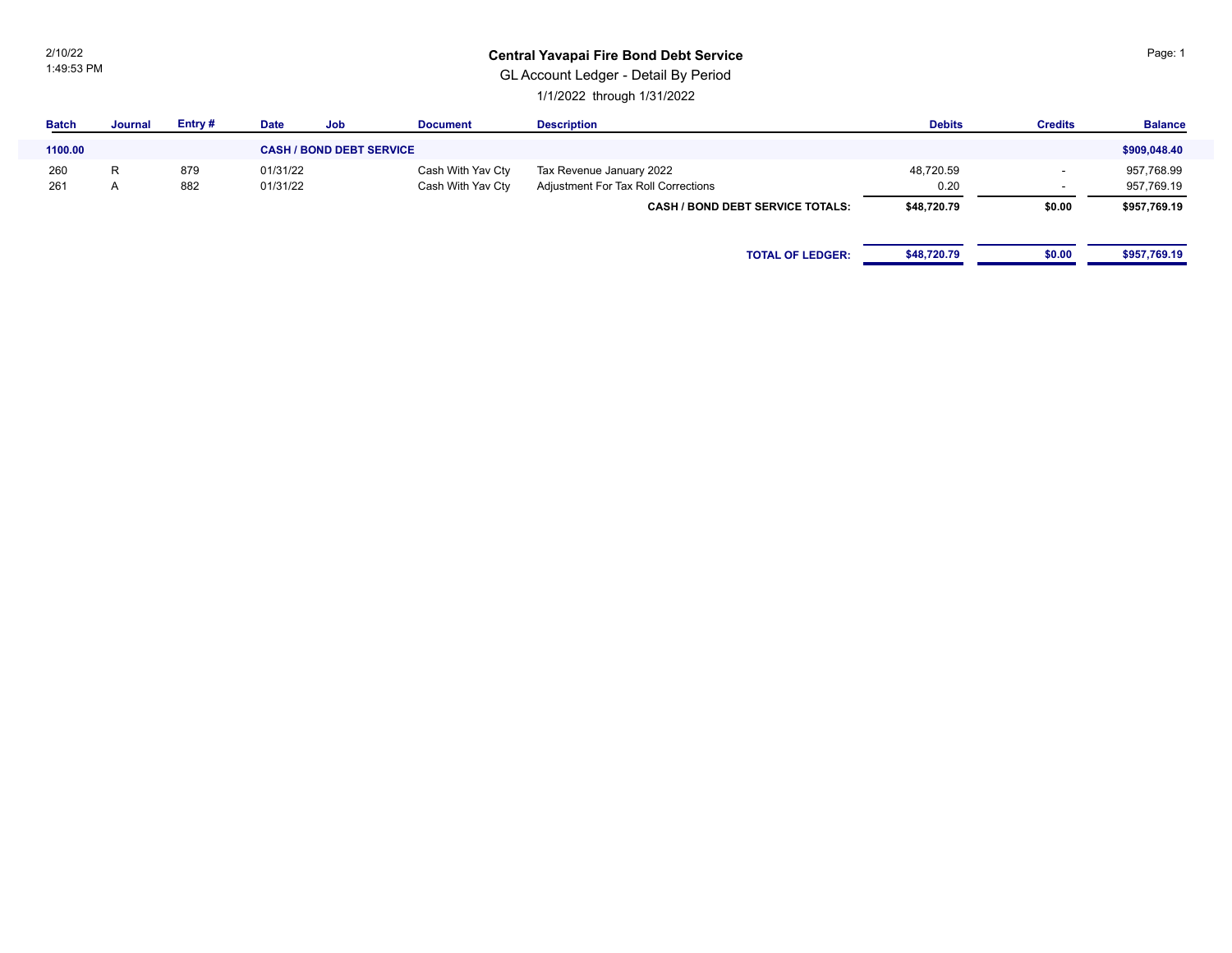# Central Yavapai Fire Bond Debt Service

GL Account Ledger - Detail By Period

1/1/2022 through 1/31/2022

| Batch | Journal | Entry # | Date | Job | Document | Description | Debits | Credits | Balance |
|---|---|---|---|---|---|---|---|---|---|
| **1100.00** | | | **CASH / BOND DEBT SERVICE** | | | | | | **$909,048.40** |
| 260 | R | 879 | 01/31/22 | | Cash With Yav Cty | Tax Revenue January 2022 | 48,720.59 | - | 957,768.99 |
| 261 | A | 882 | 01/31/22 | | Cash With Yav Cty | Adjustment For Tax Roll Corrections | 0.20 | - | 957,769.19 |
| | | | | | | **CASH / BOND DEBT SERVICE TOTALS:** | **$48,720.79** | **$0.00** | **$957,769.19** |
| | | | | | | **TOTAL OF LEDGER:** | **$48,720.79** | **$0.00** | **$957,769.19** |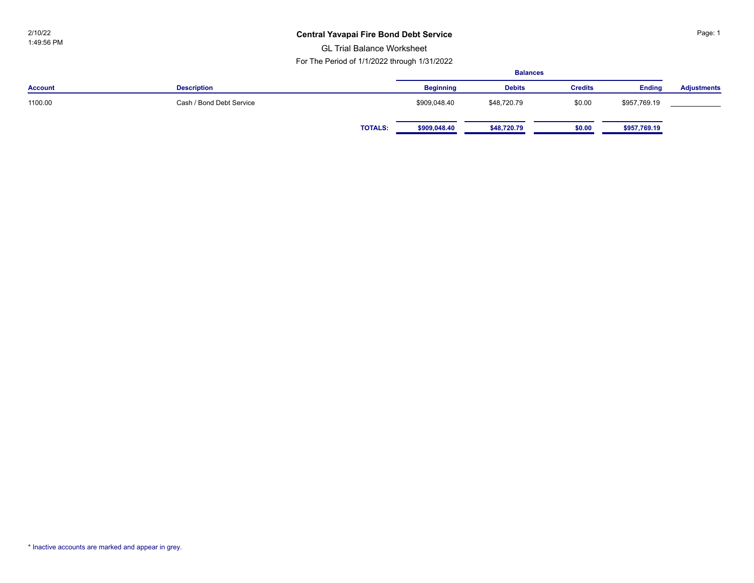2/10/22
1:49:56 PM

# Central Yavapai Fire Bond Debt Service

## GL Trial Balance Worksheet

For The Period of 1/1/2022 through 1/31/2022

| | | Balances | | | | |
|---|---|---|---|---|---|---|
| **Account** | **Description** | **Beginning** | **Debits** | **Credits** | **Ending** | **Adjustments** |
| 1100.00 | Cash / Bond Debt Service | $909,048.40 | $48,720.79 | $0.00 | $957,769.19 | |
| | **TOTALS:** | **$909,048.40** | **$48,720.79** | **$0.00** | **$957,769.19** | |

* Inactive accounts are marked and appear in grey.